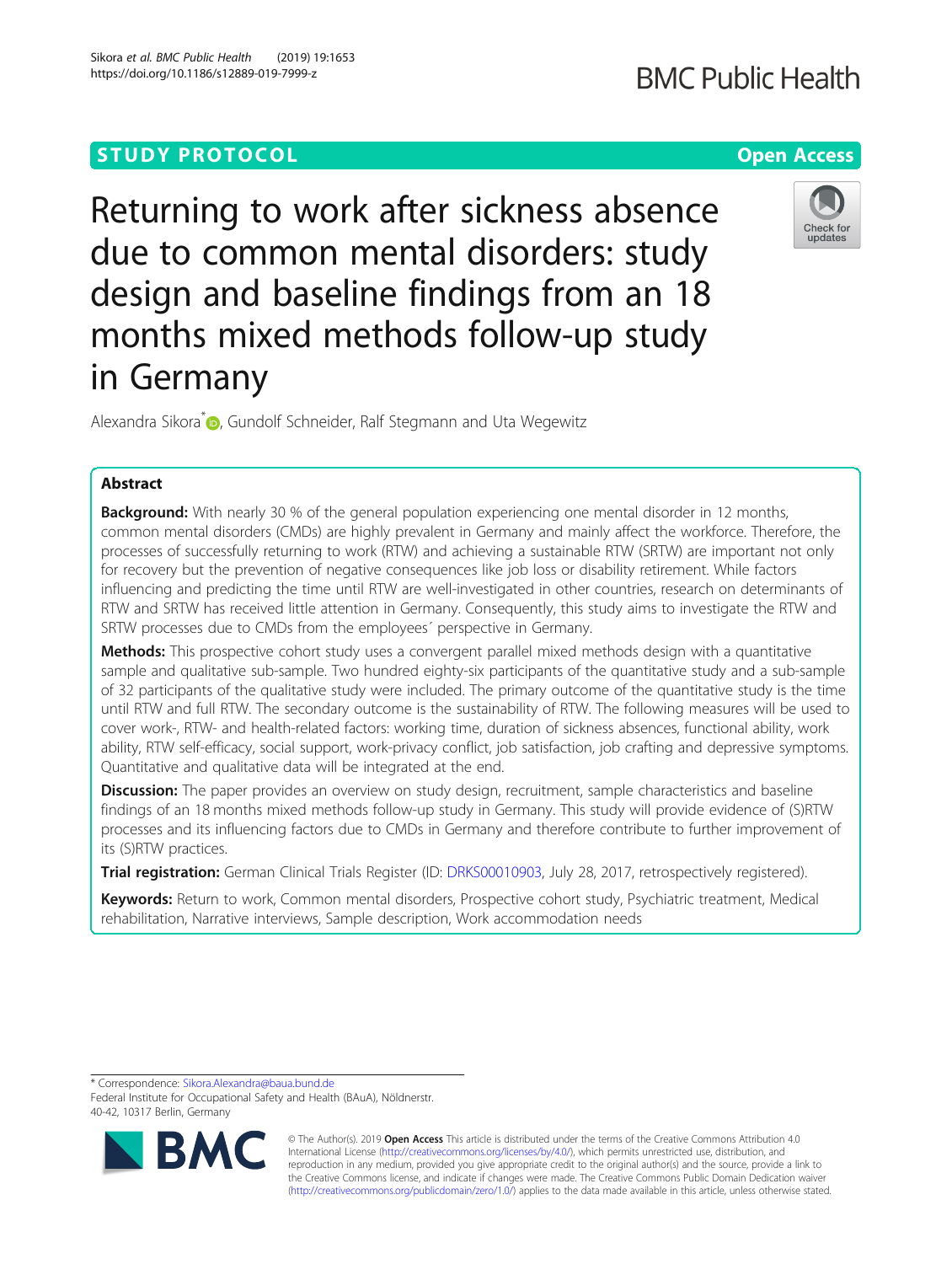STUDY PROTOCOL

Open Access

# Returning to work after sickness absence due to common mental disorders: study design and baseline findings from an 18 months mixed methods follow-up study in Germany

Alexandra Sikora*, Gundolf Schneider, Ralf Stegmann and Uta Wegewitz

## Abstract

**Background:** With nearly 30 % of the general population experiencing one mental disorder in 12 months, common mental disorders (CMDs) are highly prevalent in Germany and mainly affect the workforce. Therefore, the processes of successfully returning to work (RTW) and achieving a sustainable RTW (SRTW) are important not only for recovery but the prevention of negative consequences like job loss or disability retirement. While factors influencing and predicting the time until RTW are well-investigated in other countries, research on determinants of RTW and SRTW has received little attention in Germany. Consequently, this study aims to investigate the RTW and SRTW processes due to CMDs from the employees´ perspective in Germany.

**Methods:** This prospective cohort study uses a convergent parallel mixed methods design with a quantitative sample and qualitative sub-sample. Two hundred eighty-six participants of the quantitative study and a sub-sample of 32 participants of the qualitative study were included. The primary outcome of the quantitative study is the time until RTW and full RTW. The secondary outcome is the sustainability of RTW. The following measures will be used to cover work-, RTW- and health-related factors: working time, duration of sickness absences, functional ability, work ability, RTW self-efficacy, social support, work-privacy conflict, job satisfaction, job crafting and depressive symptoms. Quantitative and qualitative data will be integrated at the end.

**Discussion:** The paper provides an overview on study design, recruitment, sample characteristics and baseline findings of an 18 months mixed methods follow-up study in Germany. This study will provide evidence of (S)RTW processes and its influencing factors due to CMDs in Germany and therefore contribute to further improvement of its (S)RTW practices.

**Trial registration:** German Clinical Trials Register (ID: DRKS00010903, July 28, 2017, retrospectively registered).

**Keywords:** Return to work, Common mental disorders, Prospective cohort study, Psychiatric treatment, Medical rehabilitation, Narrative interviews, Sample description, Work accommodation needs

* Correspondence: Sikora.Alexandra@baua.bund.de
Federal Institute for Occupational Safety and Health (BAuA), Nöldnerstr. 40-42, 10317 Berlin, Germany

© The Author(s). 2019 **Open Access** This article is distributed under the terms of the Creative Commons Attribution 4.0 International License (http://creativecommons.org/licenses/by/4.0/), which permits unrestricted use, distribution, and reproduction in any medium, provided you give appropriate credit to the original author(s) and the source, provide a link to the Creative Commons license, and indicate if changes were made. The Creative Commons Public Domain Dedication waiver (http://creativecommons.org/publicdomain/zero/1.0/) applies to the data made available in this article, unless otherwise stated.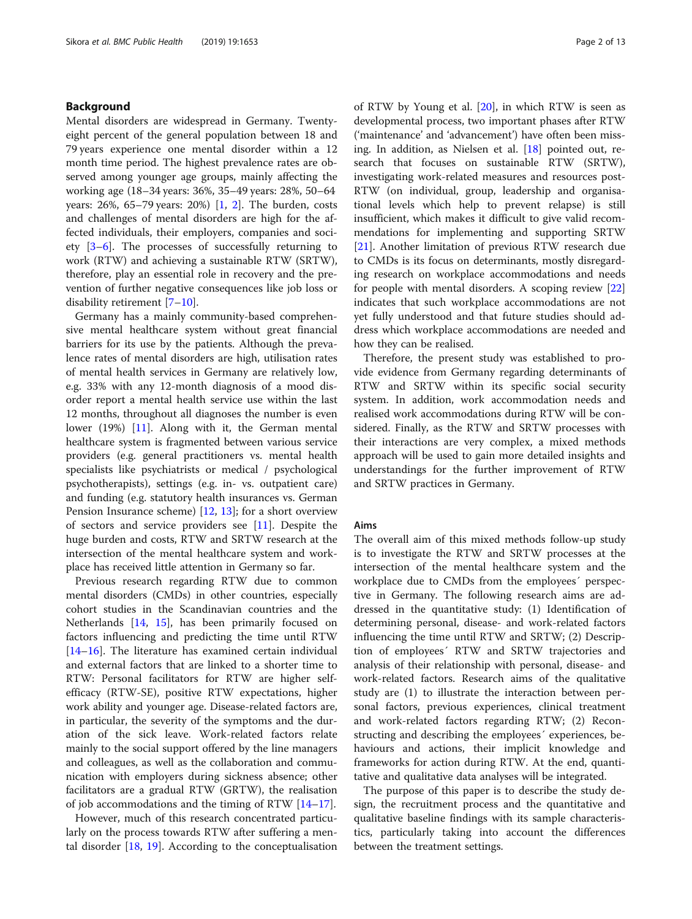## Background

Mental disorders are widespread in Germany. Twenty-eight percent of the general population between 18 and 79 years experience one mental disorder within a 12 month time period. The highest prevalence rates are observed among younger age groups, mainly affecting the working age (18–34 years: 36%, 35–49 years: 28%, 50–64 years: 26%, 65–79 years: 20%) [1, 2]. The burden, costs and challenges of mental disorders are high for the affected individuals, their employers, companies and society [3–6]. The processes of successfully returning to work (RTW) and achieving a sustainable RTW (SRTW), therefore, play an essential role in recovery and the prevention of further negative consequences like job loss or disability retirement [7–10].

Germany has a mainly community-based comprehensive mental healthcare system without great financial barriers for its use by the patients. Although the prevalence rates of mental disorders are high, utilisation rates of mental health services in Germany are relatively low, e.g. 33% with any 12-month diagnosis of a mood disorder report a mental health service use within the last 12 months, throughout all diagnoses the number is even lower (19%) [11]. Along with it, the German mental healthcare system is fragmented between various service providers (e.g. general practitioners vs. mental health specialists like psychiatrists or medical / psychological psychotherapists), settings (e.g. in- vs. outpatient care) and funding (e.g. statutory health insurances vs. German Pension Insurance scheme) [12, 13]; for a short overview of sectors and service providers see [11]. Despite the huge burden and costs, RTW and SRTW research at the intersection of the mental healthcare system and workplace has received little attention in Germany so far.

Previous research regarding RTW due to common mental disorders (CMDs) in other countries, especially cohort studies in the Scandinavian countries and the Netherlands [14, 15], has been primarily focused on factors influencing and predicting the time until RTW [14–16]. The literature has examined certain individual and external factors that are linked to a shorter time to RTW: Personal facilitators for RTW are higher self-efficacy (RTW-SE), positive RTW expectations, higher work ability and younger age. Disease-related factors are, in particular, the severity of the symptoms and the duration of the sick leave. Work-related factors relate mainly to the social support offered by the line managers and colleagues, as well as the collaboration and communication with employers during sickness absence; other facilitators are a gradual RTW (GRTW), the realisation of job accommodations and the timing of RTW [14–17].

However, much of this research concentrated particularly on the process towards RTW after suffering a mental disorder [18, 19]. According to the conceptualisation of RTW by Young et al. [20], in which RTW is seen as developmental process, two important phases after RTW ('maintenance' and 'advancement') have often been missing. In addition, as Nielsen et al. [18] pointed out, research that focuses on sustainable RTW (SRTW), investigating work-related measures and resources post-RTW (on individual, group, leadership and organisational levels which help to prevent relapse) is still insufficient, which makes it difficult to give valid recommendations for implementing and supporting SRTW [21]. Another limitation of previous RTW research due to CMDs is its focus on determinants, mostly disregarding research on workplace accommodations and needs for people with mental disorders. A scoping review [22] indicates that such workplace accommodations are not yet fully understood and that future studies should address which workplace accommodations are needed and how they can be realised.

Therefore, the present study was established to provide evidence from Germany regarding determinants of RTW and SRTW within its specific social security system. In addition, work accommodation needs and realised work accommodations during RTW will be considered. Finally, as the RTW and SRTW processes with their interactions are very complex, a mixed methods approach will be used to gain more detailed insights and understandings for the further improvement of RTW and SRTW practices in Germany.

### Aims

The overall aim of this mixed methods follow-up study is to investigate the RTW and SRTW processes at the intersection of the mental healthcare system and the workplace due to CMDs from the employees´ perspective in Germany. The following research aims are addressed in the quantitative study: (1) Identification of determining personal, disease- and work-related factors influencing the time until RTW and SRTW; (2) Description of employees´ RTW and SRTW trajectories and analysis of their relationship with personal, disease- and work-related factors. Research aims of the qualitative study are (1) to illustrate the interaction between personal factors, previous experiences, clinical treatment and work-related factors regarding RTW; (2) Reconstructing and describing the employees´ experiences, behaviours and actions, their implicit knowledge and frameworks for action during RTW. At the end, quantitative and qualitative data analyses will be integrated.

The purpose of this paper is to describe the study design, the recruitment process and the quantitative and qualitative baseline findings with its sample characteristics, particularly taking into account the differences between the treatment settings.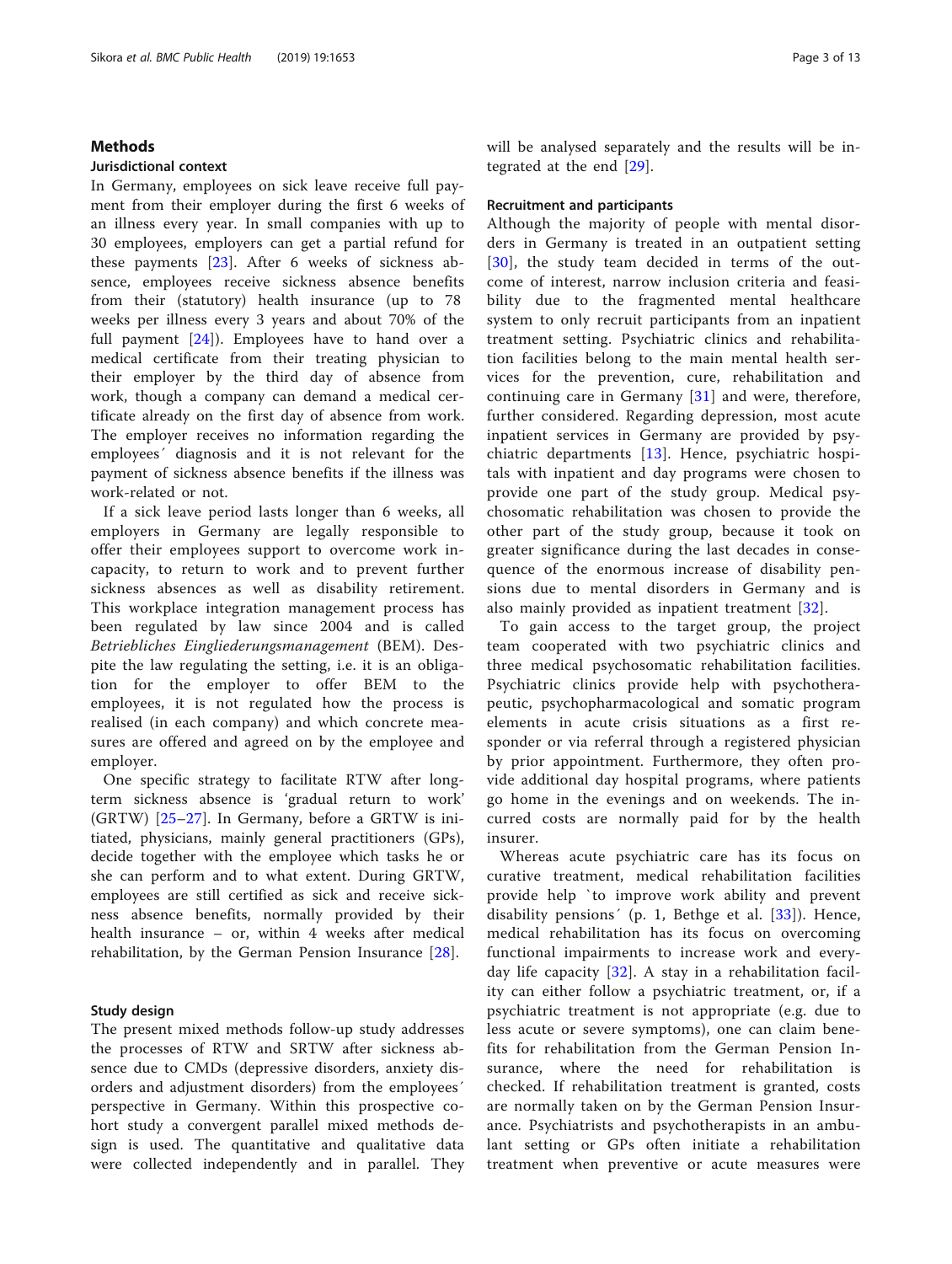## Methods

### Jurisdictional context

In Germany, employees on sick leave receive full payment from their employer during the first 6 weeks of an illness every year. In small companies with up to 30 employees, employers can get a partial refund for these payments [23]. After 6 weeks of sickness absence, employees receive sickness absence benefits from their (statutory) health insurance (up to 78 weeks per illness every 3 years and about 70% of the full payment [24]). Employees have to hand over a medical certificate from their treating physician to their employer by the third day of absence from work, though a company can demand a medical certificate already on the first day of absence from work. The employer receives no information regarding the employees´ diagnosis and it is not relevant for the payment of sickness absence benefits if the illness was work-related or not.

If a sick leave period lasts longer than 6 weeks, all employers in Germany are legally responsible to offer their employees support to overcome work incapacity, to return to work and to prevent further sickness absences as well as disability retirement. This workplace integration management process has been regulated by law since 2004 and is called *Betriebliches Eingliederungsmanagement* (BEM). Despite the law regulating the setting, i.e. it is an obligation for the employer to offer BEM to the employees, it is not regulated how the process is realised (in each company) and which concrete measures are offered and agreed on by the employee and employer.

One specific strategy to facilitate RTW after long-term sickness absence is 'gradual return to work' (GRTW) [25–27]. In Germany, before a GRTW is initiated, physicians, mainly general practitioners (GPs), decide together with the employee which tasks he or she can perform and to what extent. During GRTW, employees are still certified as sick and receive sickness absence benefits, normally provided by their health insurance – or, within 4 weeks after medical rehabilitation, by the German Pension Insurance [28].

### Study design

The present mixed methods follow-up study addresses the processes of RTW and SRTW after sickness absence due to CMDs (depressive disorders, anxiety disorders and adjustment disorders) from the employees´ perspective in Germany. Within this prospective cohort study a convergent parallel mixed methods design is used. The quantitative and qualitative data were collected independently and in parallel. They will be analysed separately and the results will be integrated at the end [29].

### Recruitment and participants

Although the majority of people with mental disorders in Germany is treated in an outpatient setting [30], the study team decided in terms of the outcome of interest, narrow inclusion criteria and feasibility due to the fragmented mental healthcare system to only recruit participants from an inpatient treatment setting. Psychiatric clinics and rehabilitation facilities belong to the main mental health services for the prevention, cure, rehabilitation and continuing care in Germany [31] and were, therefore, further considered. Regarding depression, most acute inpatient services in Germany are provided by psychiatric departments [13]. Hence, psychiatric hospitals with inpatient and day programs were chosen to provide one part of the study group. Medical psychosomatic rehabilitation was chosen to provide the other part of the study group, because it took on greater significance during the last decades in consequence of the enormous increase of disability pensions due to mental disorders in Germany and is also mainly provided as inpatient treatment [32].

To gain access to the target group, the project team cooperated with two psychiatric clinics and three medical psychosomatic rehabilitation facilities. Psychiatric clinics provide help with psychotherapeutic, psychopharmacological and somatic program elements in acute crisis situations as a first responder or via referral through a registered physician by prior appointment. Furthermore, they often provide additional day hospital programs, where patients go home in the evenings and on weekends. The incurred costs are normally paid for by the health insurer.

Whereas acute psychiatric care has its focus on curative treatment, medical rehabilitation facilities provide help `to improve work ability and prevent disability pensions´ (p. 1, Bethge et al. [33]). Hence, medical rehabilitation has its focus on overcoming functional impairments to increase work and everyday life capacity [32]. A stay in a rehabilitation facility can either follow a psychiatric treatment, or, if a psychiatric treatment is not appropriate (e.g. due to less acute or severe symptoms), one can claim benefits for rehabilitation from the German Pension Insurance, where the need for rehabilitation is checked. If rehabilitation treatment is granted, costs are normally taken on by the German Pension Insurance. Psychiatrists and psychotherapists in an ambulant setting or GPs often initiate a rehabilitation treatment when preventive or acute measures were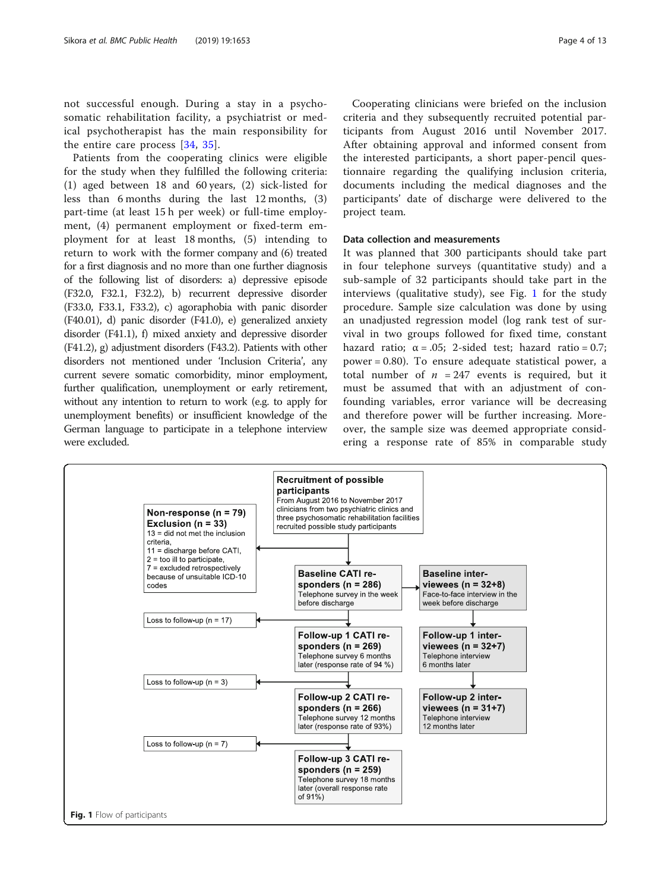not successful enough. During a stay in a psychosomatic rehabilitation facility, a psychiatrist or medical psychotherapist has the main responsibility for the entire care process [34, 35].

Patients from the cooperating clinics were eligible for the study when they fulfilled the following criteria: (1) aged between 18 and 60 years, (2) sick-listed for less than 6 months during the last 12 months, (3) part-time (at least 15 h per week) or full-time employment, (4) permanent employment or fixed-term employment for at least 18 months, (5) intending to return to work with the former company and (6) treated for a first diagnosis and no more than one further diagnosis of the following list of disorders: a) depressive episode (F32.0, F32.1, F32.2), b) recurrent depressive disorder (F33.0, F33.1, F33.2), c) agoraphobia with panic disorder (F40.01), d) panic disorder (F41.0), e) generalized anxiety disorder (F41.1), f) mixed anxiety and depressive disorder (F41.2), g) adjustment disorders (F43.2). Patients with other disorders not mentioned under 'Inclusion Criteria', any current severe somatic comorbidity, minor employment, further qualification, unemployment or early retirement, without any intention to return to work (e.g. to apply for unemployment benefits) or insufficient knowledge of the German language to participate in a telephone interview were excluded.

Cooperating clinicians were briefed on the inclusion criteria and they subsequently recruited potential participants from August 2016 until November 2017. After obtaining approval and informed consent from the interested participants, a short paper-pencil questionnaire regarding the qualifying inclusion criteria, documents including the medical diagnoses and the participants' date of discharge were delivered to the project team.

### Data collection and measurements

It was planned that 300 participants should take part in four telephone surveys (quantitative study) and a sub-sample of 32 participants should take part in the interviews (qualitative study), see Fig. 1 for the study procedure. Sample size calculation was done by using an unadjusted regression model (log rank test of survival in two groups followed for fixed time, constant hazard ratio; $\alpha = .05$; 2-sided test; hazard ratio = 0.7; power = 0.80). To ensure adequate statistical power, a total number of $n = 247$ events is required, but it must be assumed that with an adjustment of confounding variables, error variance will be decreasing and therefore power will be further increasing. Moreover, the sample size was deemed appropriate considering a response rate of 85% in comparable study

**Recruitment of possible participants**
From August 2016 to November 2017 clinicians from two psychiatric clinics and three psychosomatic rehabilitation facilities recruited possible study participants

**Non-response (n = 79)**
**Exclusion (n = 33)**
13 = did not met the inclusion criteria,
11 = discharge before CATI,
2 = too ill to participate,
7 = excluded retrospectively because of unsuitable ICD-10 codes

**Baseline CATI responders (n = 286)**
Telephone survey in the week before discharge

**Baseline interviewees (n = 32+8)**
Face-to-face interview in the week before discharge

Loss to follow-up (n = 17)

**Follow-up 1 CATI responders (n = 269)**
Telephone survey 6 months later (response rate of 94 %)

**Follow-up 1 interviewees (n = 32+7)**
Telephone interview 6 months later

Loss to follow-up (n = 3)

**Follow-up 2 CATI responders (n = 266)**
Telephone survey 12 months later (response rate of 93%)

**Follow-up 2 interviewees (n = 31+7)**
Telephone interview 12 months later

Loss to follow-up (n = 7)

**Follow-up 3 CATI responders (n = 259)**
Telephone survey 18 months later (overall response rate of 91%)

**Fig. 1** Flow of participants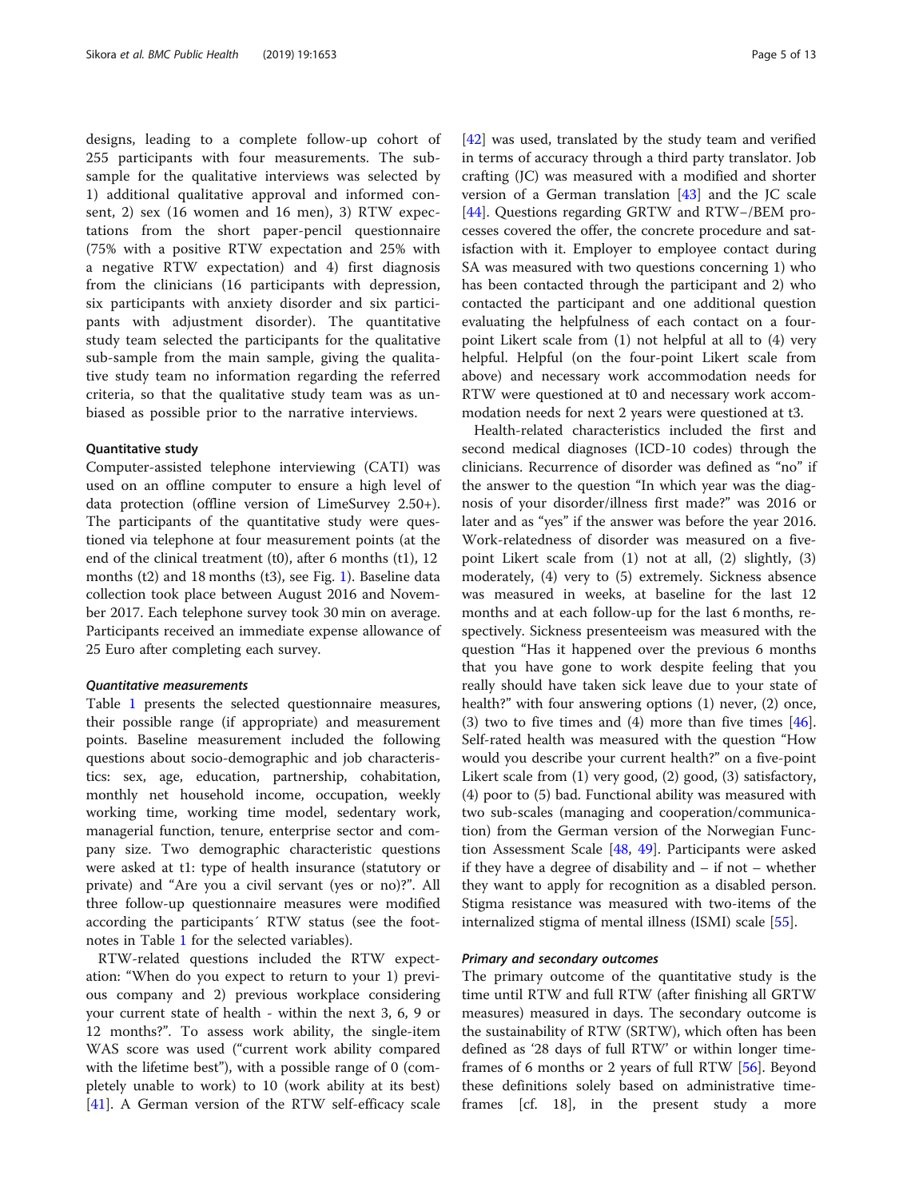designs, leading to a complete follow-up cohort of 255 participants with four measurements. The sub-sample for the qualitative interviews was selected by 1) additional qualitative approval and informed consent, 2) sex (16 women and 16 men), 3) RTW expectations from the short paper-pencil questionnaire (75% with a positive RTW expectation and 25% with a negative RTW expectation) and 4) first diagnosis from the clinicians (16 participants with depression, six participants with anxiety disorder and six participants with adjustment disorder). The quantitative study team selected the participants for the qualitative sub-sample from the main sample, giving the qualitative study team no information regarding the referred criteria, so that the qualitative study team was as unbiased as possible prior to the narrative interviews.

### Quantitative study

Computer-assisted telephone interviewing (CATI) was used on an offline computer to ensure a high level of data protection (offline version of LimeSurvey 2.50+). The participants of the quantitative study were questioned via telephone at four measurement points (at the end of the clinical treatment (t0), after 6 months (t1), 12 months (t2) and 18 months (t3), see Fig. 1). Baseline data collection took place between August 2016 and November 2017. Each telephone survey took 30 min on average. Participants received an immediate expense allowance of 25 Euro after completing each survey.

#### *Quantitative measurements*

Table 1 presents the selected questionnaire measures, their possible range (if appropriate) and measurement points. Baseline measurement included the following questions about socio-demographic and job characteristics: sex, age, education, partnership, cohabitation, monthly net household income, occupation, weekly working time, working time model, sedentary work, managerial function, tenure, enterprise sector and company size. Two demographic characteristic questions were asked at t1: type of health insurance (statutory or private) and "Are you a civil servant (yes or no)?". All three follow-up questionnaire measures were modified according the participants´ RTW status (see the footnotes in Table 1 for the selected variables).

RTW-related questions included the RTW expectation: "When do you expect to return to your 1) previous company and 2) previous workplace considering your current state of health - within the next 3, 6, 9 or 12 months?". To assess work ability, the single-item WAS score was used ("current work ability compared with the lifetime best"), with a possible range of 0 (completely unable to work) to 10 (work ability at its best) [41]. A German version of the RTW self-efficacy scale [42] was used, translated by the study team and verified in terms of accuracy through a third party translator. Job crafting (JC) was measured with a modified and shorter version of a German translation [43] and the JC scale [44]. Questions regarding GRTW and RTW−/BEM processes covered the offer, the concrete procedure and satisfaction with it. Employer to employee contact during SA was measured with two questions concerning 1) who has been contacted through the participant and 2) who contacted the participant and one additional question evaluating the helpfulness of each contact on a four-point Likert scale from (1) not helpful at all to (4) very helpful. Helpful (on the four-point Likert scale from above) and necessary work accommodation needs for RTW were questioned at t0 and necessary work accommodation needs for next 2 years were questioned at t3.

Health-related characteristics included the first and second medical diagnoses (ICD-10 codes) through the clinicians. Recurrence of disorder was defined as "no" if the answer to the question "In which year was the diagnosis of your disorder/illness first made?" was 2016 or later and as "yes" if the answer was before the year 2016. Work-relatedness of disorder was measured on a five-point Likert scale from (1) not at all, (2) slightly, (3) moderately, (4) very to (5) extremely. Sickness absence was measured in weeks, at baseline for the last 12 months and at each follow-up for the last 6 months, respectively. Sickness presenteeism was measured with the question "Has it happened over the previous 6 months that you have gone to work despite feeling that you really should have taken sick leave due to your state of health?" with four answering options (1) never, (2) once, (3) two to five times and (4) more than five times [46]. Self-rated health was measured with the question "How would you describe your current health?" on a five-point Likert scale from (1) very good, (2) good, (3) satisfactory, (4) poor to (5) bad. Functional ability was measured with two sub-scales (managing and cooperation/communication) from the German version of the Norwegian Function Assessment Scale [48, 49]. Participants were asked if they have a degree of disability and – if not – whether they want to apply for recognition as a disabled person. Stigma resistance was measured with two-items of the internalized stigma of mental illness (ISMI) scale [55].

#### *Primary and secondary outcomes*

The primary outcome of the quantitative study is the time until RTW and full RTW (after finishing all GRTW measures) measured in days. The secondary outcome is the sustainability of RTW (SRTW), which often has been defined as '28 days of full RTW' or within longer time-frames of 6 months or 2 years of full RTW [56]. Beyond these definitions solely based on administrative time-frames [cf. 18], in the present study a more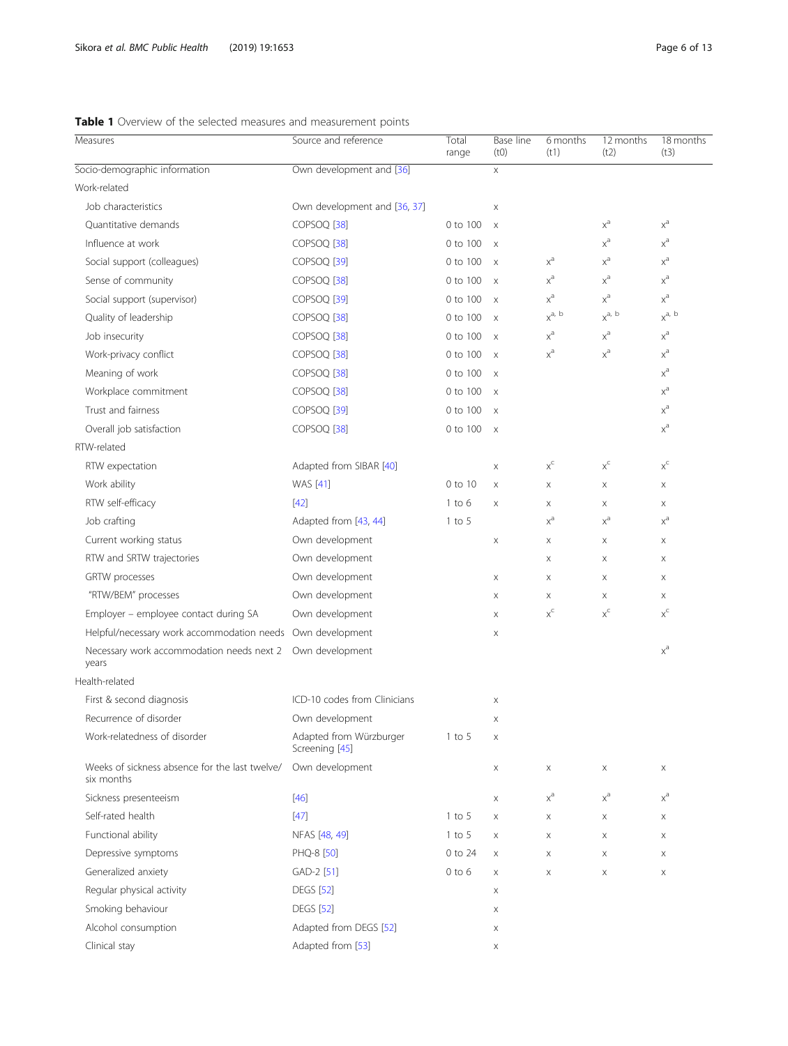**Table 1** Overview of the selected measures and measurement points

| Measures | Source and reference | Total range | Base line (t0) | 6 months (t1) | 12 months (t2) | 18 months (t3) |
|---|---|---|---|---|---|---|
| Socio-demographic information | Own development and [36] | | x | | | |
| Work-related | | | | | | |
| Job characteristics | Own development and [36, 37] | | x | | | |
| Quantitative demands | COPSOQ [38] | 0 to 100 | x | | x[a] | x[a] |
| Influence at work | COPSOQ [38] | 0 to 100 | x | | x[a] | x[a] |
| Social support (colleagues) | COPSOQ [39] | 0 to 100 | x | x[a] | x[a] | x[a] |
| Sense of community | COPSOQ [38] | 0 to 100 | x | x[a] | x[a] | x[a] |
| Social support (supervisor) | COPSOQ [39] | 0 to 100 | x | x[a] | x[a] | x[a] |
| Quality of leadership | COPSOQ [38] | 0 to 100 | x | x[a, b] | x[a, b] | x[a, b] |
| Job insecurity | COPSOQ [38] | 0 to 100 | x | x[a] | x[a] | x[a] |
| Work-privacy conflict | COPSOQ [38] | 0 to 100 | x | x[a] | x[a] | x[a] |
| Meaning of work | COPSOQ [38] | 0 to 100 | x | | | x[a] |
| Workplace commitment | COPSOQ [38] | 0 to 100 | x | | | x[a] |
| Trust and fairness | COPSOQ [39] | 0 to 100 | x | | | x[a] |
| Overall job satisfaction | COPSOQ [38] | 0 to 100 | x | | | x[a] |
| RTW-related | | | | | | |
| RTW expectation | Adapted from SIBAR [40] | | x | x[c] | x[c] | x[c] |
| Work ability | WAS [41] | 0 to 10 | x | x | x | x |
| RTW self-efficacy | [42] | 1 to 6 | x | x | x | x |
| Job crafting | Adapted from [43, 44] | 1 to 5 | | x[a] | x[a] | x[a] |
| Current working status | Own development | | x | x | x | x |
| RTW and SRTW trajectories | Own development | | | x | x | x |
| GRTW processes | Own development | | x | x | x | x |
| "RTW/BEM" processes | Own development | | x | x | x | x |
| Employer – employee contact during SA | Own development | | x | x[c] | x[c] | x[c] |
| Helpful/necessary work accommodation needs | Own development | | x | | | |
| Necessary work accommodation needs next 2 years | Own development | | | | | x[a] |
| Health-related | | | | | | |
| First & second diagnosis | ICD-10 codes from Clinicians | | x | | | |
| Recurrence of disorder | Own development | | x | | | |
| Work-relatedness of disorder | Adapted from Würzburger Screening [45] | 1 to 5 | x | | | |
| Weeks of sickness absence for the last twelve/ six months | Own development | | x | x | x | x |
| Sickness presenteeism | [46] | | x | x[a] | x[a] | x[a] |
| Self-rated health | [47] | 1 to 5 | x | x | x | x |
| Functional ability | NFAS [48, 49] | 1 to 5 | x | x | x | x |
| Depressive symptoms | PHQ-8 [50] | 0 to 24 | x | x | x | x |
| Generalized anxiety | GAD-2 [51] | 0 to 6 | x | x | x | x |
| Regular physical activity | DEGS [52] | | x | | | |
| Smoking behaviour | DEGS [52] | | x | | | |
| Alcohol consumption | Adapted from DEGS [52] | | x | | | |
| Clinical stay | Adapted from [53] | | x | | | |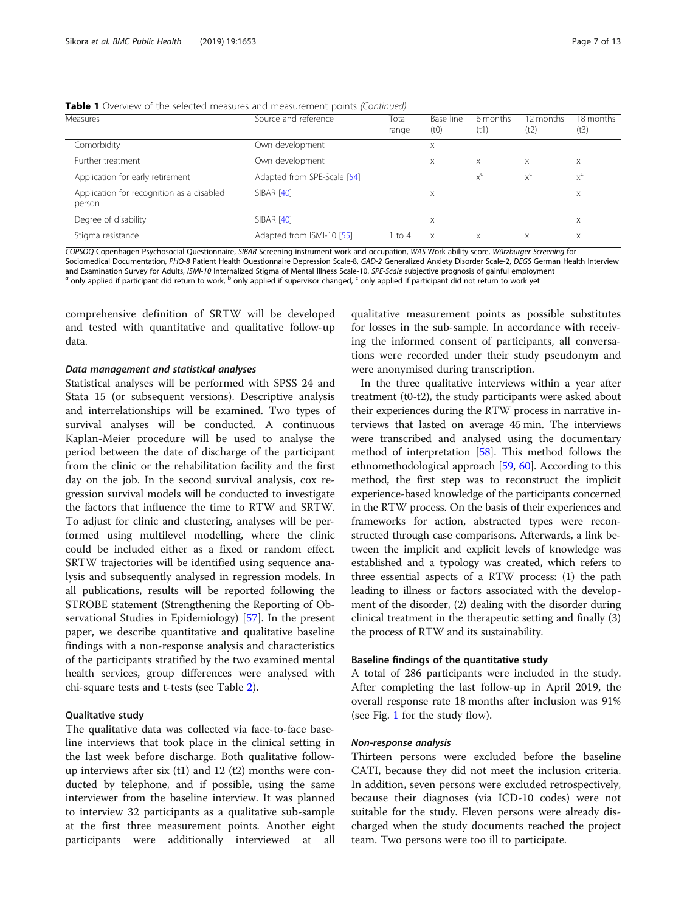**Table 1** Overview of the selected measures and measurement points *(Continued)*

| Measures | Source and reference | Total range | Base line (t0) | 6 months (t1) | 12 months (t2) | 18 months (t3) |
|---|---|---|---|---|---|---|
| Comorbidity | Own development | | x | | | |
| Further treatment | Own development | | x | x | x | x |
| Application for early retirement | Adapted from SPE-Scale [54] | | | x[c] | x[c] | x[c] |
| Application for recognition as a disabled person | SIBAR [40] | | x | | | x |
| Degree of disability | SIBAR [40] | | x | | | x |
| Stigma resistance | Adapted from ISMI-10 [55] | 1 to 4 | x | x | x | x |

*COPSOQ* Copenhagen Psychosocial Questionnaire, *SIBAR* Screening instrument work and occupation, *WAS* Work ability score, *Würzburger Screening* for Sociomedical Documentation, *PHQ-8* Patient Health Questionnaire Depression Scale-8, *GAD-2* Generalized Anxiety Disorder Scale-2, *DEGS* German Health Interview and Examination Survey for Adults, *ISMI-10* Internalized Stigma of Mental Illness Scale-10. *SPE-Scale* subjective prognosis of gainful employment
[a] only applied if participant did return to work, [b] only applied if supervisor changed, [c] only applied if participant did not return to work yet

comprehensive definition of SRTW will be developed and tested with quantitative and qualitative follow-up data.

#### *Data management and statistical analyses*

Statistical analyses will be performed with SPSS 24 and Stata 15 (or subsequent versions). Descriptive analysis and interrelationships will be examined. Two types of survival analyses will be conducted. A continuous Kaplan-Meier procedure will be used to analyse the period between the date of discharge of the participant from the clinic or the rehabilitation facility and the first day on the job. In the second survival analysis, cox regression survival models will be conducted to investigate the factors that influence the time to RTW and SRTW. To adjust for clinic and clustering, analyses will be performed using multilevel modelling, where the clinic could be included either as a fixed or random effect. SRTW trajectories will be identified using sequence analysis and subsequently analysed in regression models. In all publications, results will be reported following the STROBE statement (Strengthening the Reporting of Observational Studies in Epidemiology) [57]. In the present paper, we describe quantitative and qualitative baseline findings with a non-response analysis and characteristics of the participants stratified by the two examined mental health services, group differences were analysed with chi-square tests and t-tests (see Table 2).

### Qualitative study

The qualitative data was collected via face-to-face baseline interviews that took place in the clinical setting in the last week before discharge. Both qualitative follow-up interviews after six (t1) and 12 (t2) months were conducted by telephone, and if possible, using the same interviewer from the baseline interview. It was planned to interview 32 participants as a qualitative sub-sample at the first three measurement points. Another eight participants were additionally interviewed at all qualitative measurement points as possible substitutes for losses in the sub-sample. In accordance with receiving the informed consent of participants, all conversations were recorded under their study pseudonym and were anonymised during transcription.

In the three qualitative interviews within a year after treatment (t0-t2), the study participants were asked about their experiences during the RTW process in narrative interviews that lasted on average 45 min. The interviews were transcribed and analysed using the documentary method of interpretation [58]. This method follows the ethnomethodological approach [59, 60]. According to this method, the first step was to reconstruct the implicit experience-based knowledge of the participants concerned in the RTW process. On the basis of their experiences and frameworks for action, abstracted types were reconstructed through case comparisons. Afterwards, a link between the implicit and explicit levels of knowledge was established and a typology was created, which refers to three essential aspects of a RTW process: (1) the path leading to illness or factors associated with the development of the disorder, (2) dealing with the disorder during clinical treatment in the therapeutic setting and finally (3) the process of RTW and its sustainability.

### Baseline findings of the quantitative study

A total of 286 participants were included in the study. After completing the last follow-up in April 2019, the overall response rate 18 months after inclusion was 91% (see Fig. 1 for the study flow).

#### *Non-response analysis*

Thirteen persons were excluded before the baseline CATI, because they did not meet the inclusion criteria. In addition, seven persons were excluded retrospectively, because their diagnoses (via ICD-10 codes) were not suitable for the study. Eleven persons were already discharged when the study documents reached the project team. Two persons were too ill to participate.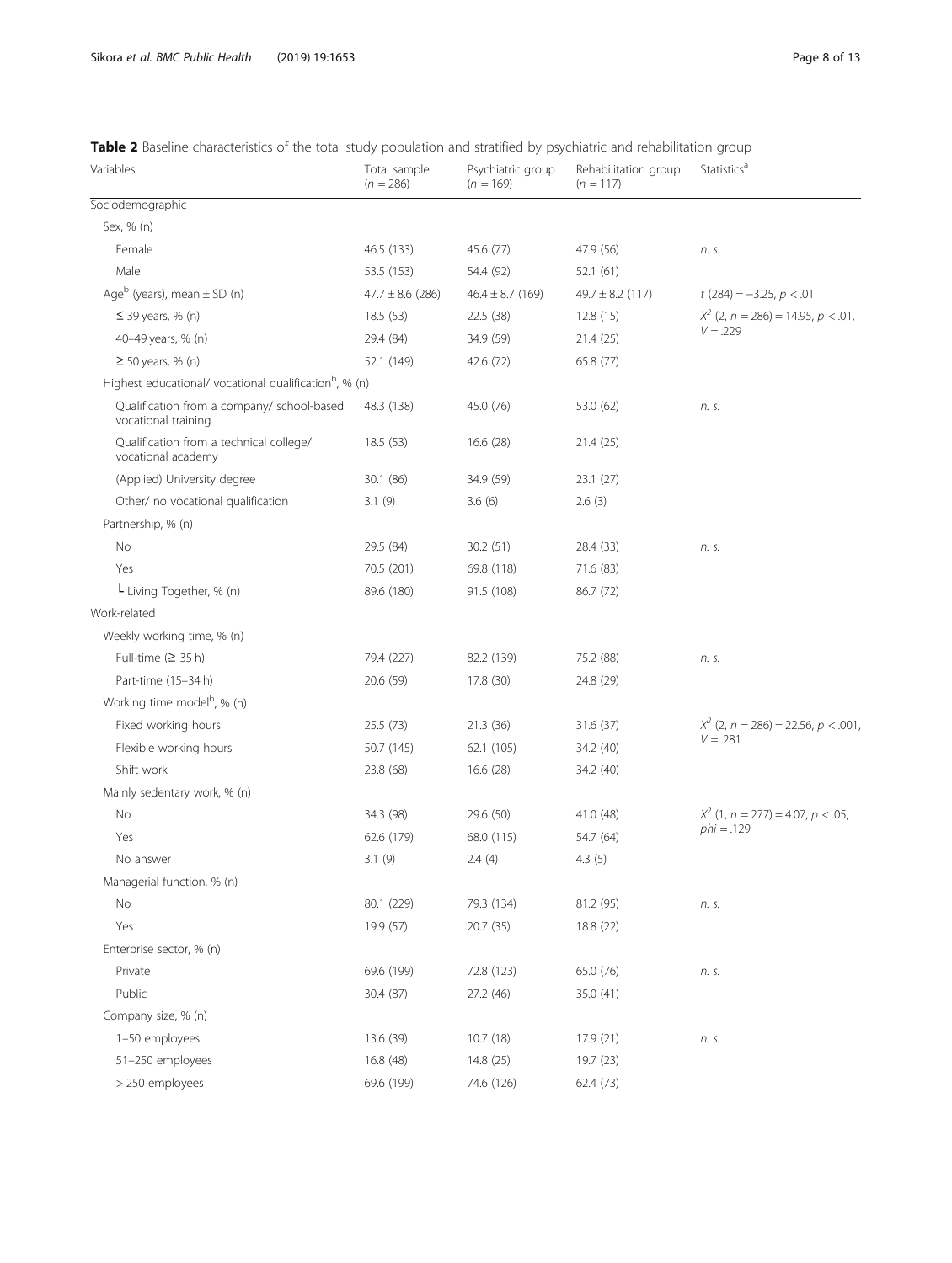**Table 2** Baseline characteristics of the total study population and stratified by psychiatric and rehabilitation group

| Variables | Total sample ($n$ = 286) | Psychiatric group ($n$ = 169) | Rehabilitation group ($n$ = 117) | Statistics[a] |
|---|---|---|---|---|
| Sociodemographic | | | | |
| Sex, % (n) | | | | |
| Female | 46.5 (133) | 45.6 (77) | 47.9 (56) | *n. s.* |
| Male | 53.5 (153) | 54.4 (92) | 52.1 (61) | |
| Age[b] (years), mean ± SD (n) | 47.7 ± 8.6 (286) | 46.4 ± 8.7 (169) | 49.7 ± 8.2 (117) | $t$ (284) = −3.25, $p < .01$ |
| ≤ 39 years, % (n) | 18.5 (53) | 22.5 (38) | 12.8 (15) | $X^2$ (2, $n$ = 286) = 14.95, $p < .01$, $V$ = .229 |
| 40–49 years, % (n) | 29.4 (84) | 34.9 (59) | 21.4 (25) | |
| ≥ 50 years, % (n) | 52.1 (149) | 42.6 (72) | 65.8 (77) | |
| Highest educational/ vocational qualification[b], % (n) | | | | |
| Qualification from a company/ school-based vocational training | 48.3 (138) | 45.0 (76) | 53.0 (62) | *n. s.* |
| Qualification from a technical college/ vocational academy | 18.5 (53) | 16.6 (28) | 21.4 (25) | |
| (Applied) University degree | 30.1 (86) | 34.9 (59) | 23.1 (27) | |
| Other/ no vocational qualification | 3.1 (9) | 3.6 (6) | 2.6 (3) | |
| Partnership, % (n) | | | | |
| No | 29.5 (84) | 30.2 (51) | 28.4 (33) | *n. s.* |
| Yes | 70.5 (201) | 69.8 (118) | 71.6 (83) | |
| └ Living Together, % (n) | 89.6 (180) | 91.5 (108) | 86.7 (72) | |
| Work-related | | | | |
| Weekly working time, % (n) | | | | |
| Full-time (≥ 35 h) | 79.4 (227) | 82.2 (139) | 75.2 (88) | *n. s.* |
| Part-time (15–34 h) | 20.6 (59) | 17.8 (30) | 24.8 (29) | |
| Working time model[b], % (n) | | | | |
| Fixed working hours | 25.5 (73) | 21.3 (36) | 31.6 (37) | $X^2$ (2, $n$ = 286) = 22.56, $p < .001$, $V$ = .281 |
| Flexible working hours | 50.7 (145) | 62.1 (105) | 34.2 (40) | |
| Shift work | 23.8 (68) | 16.6 (28) | 34.2 (40) | |
| Mainly sedentary work, % (n) | | | | |
| No | 34.3 (98) | 29.6 (50) | 41.0 (48) | $X^2$ (1, $n$ = 277) = 4.07, $p < .05$, $phi$ = .129 |
| Yes | 62.6 (179) | 68.0 (115) | 54.7 (64) | |
| No answer | 3.1 (9) | 2.4 (4) | 4.3 (5) | |
| Managerial function, % (n) | | | | |
| No | 80.1 (229) | 79.3 (134) | 81.2 (95) | *n. s.* |
| Yes | 19.9 (57) | 20.7 (35) | 18.8 (22) | |
| Enterprise sector, % (n) | | | | |
| Private | 69.6 (199) | 72.8 (123) | 65.0 (76) | *n. s.* |
| Public | 30.4 (87) | 27.2 (46) | 35.0 (41) | |
| Company size, % (n) | | | | |
| 1–50 employees | 13.6 (39) | 10.7 (18) | 17.9 (21) | *n. s.* |
| 51–250 employees | 16.8 (48) | 14.8 (25) | 19.7 (23) | |
| > 250 employees | 69.6 (199) | 74.6 (126) | 62.4 (73) | |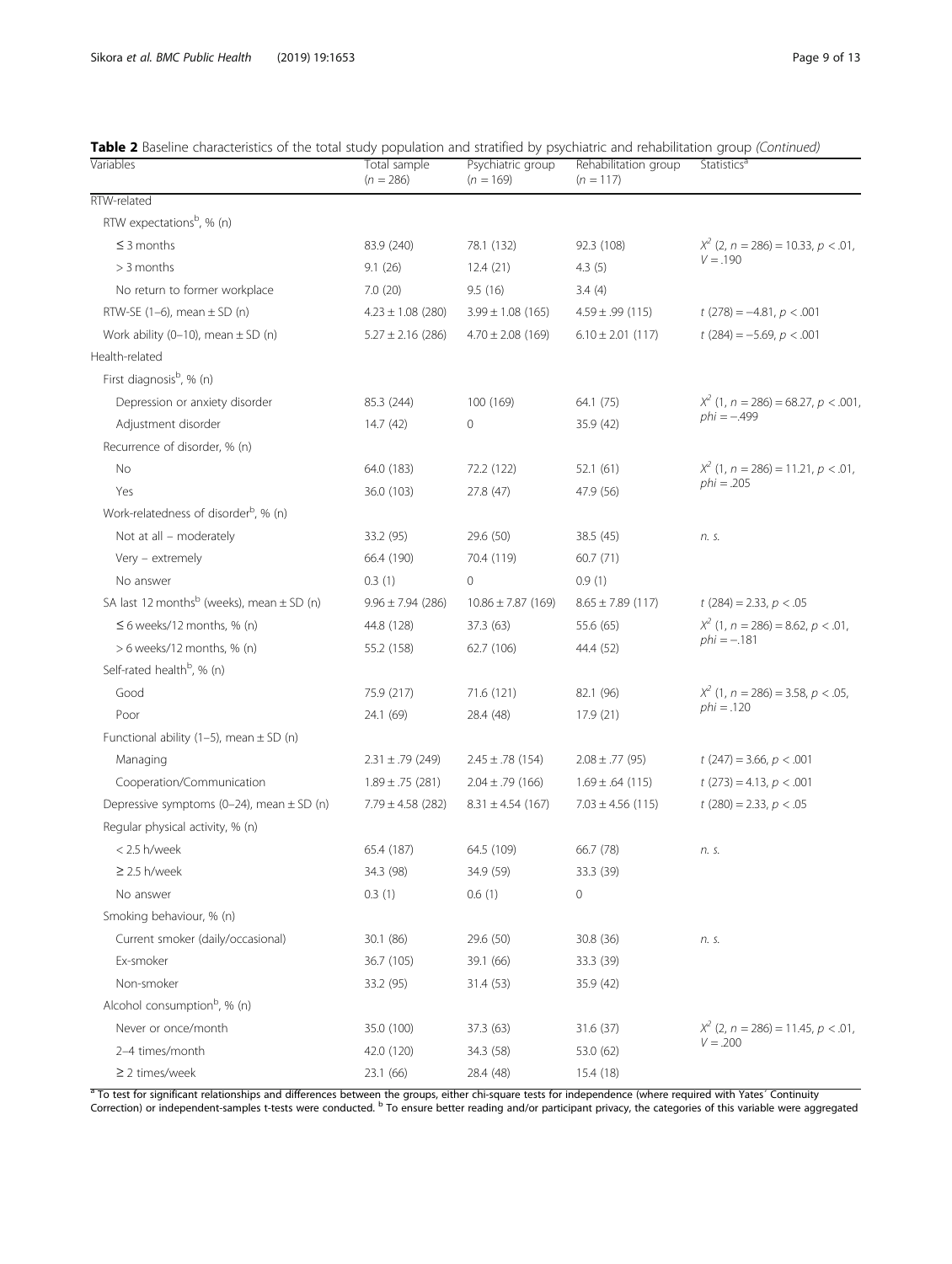**Table 2** Baseline characteristics of the total study population and stratified by psychiatric and rehabilitation group *(Continued)*

| Variables | Total sample ($n = 286$) | Psychiatric group ($n = 169$) | Rehabilitation group ($n = 117$) | Statistics[a] |
|---|---|---|---|---|
| RTW-related | | | | |
| RTW expectations[b], % (n) | | | | |
| ≤ 3 months | 83.9 (240) | 78.1 (132) | 92.3 (108) | $X^2$ (2, $n = 286$) = 10.33, $p < .01$, $V = .190$ |
| > 3 months | 9.1 (26) | 12.4 (21) | 4.3 (5) | |
| No return to former workplace | 7.0 (20) | 9.5 (16) | 3.4 (4) | |
| RTW-SE (1–6), mean ± SD (n) | 4.23 ± 1.08 (280) | 3.99 ± 1.08 (165) | 4.59 ± .99 (115) | $t$ (278) = −4.81, $p < .001$ |
| Work ability (0–10), mean ± SD (n) | 5.27 ± 2.16 (286) | 4.70 ± 2.08 (169) | 6.10 ± 2.01 (117) | $t$ (284) = −5.69, $p < .001$ |
| Health-related | | | | |
| First diagnosis[b], % (n) | | | | |
| Depression or anxiety disorder | 85.3 (244) | 100 (169) | 64.1 (75) | $X^2$ (1, $n = 286$) = 68.27, $p < .001$, $phi = -.499$ |
| Adjustment disorder | 14.7 (42) | 0 | 35.9 (42) | |
| Recurrence of disorder, % (n) | | | | |
| No | 64.0 (183) | 72.2 (122) | 52.1 (61) | $X^2$ (1, $n = 286$) = 11.21, $p < .01$, $phi = .205$ |
| Yes | 36.0 (103) | 27.8 (47) | 47.9 (56) | |
| Work-relatedness of disorder[b], % (n) | | | | |
| Not at all – moderately | 33.2 (95) | 29.6 (50) | 38.5 (45) | *n. s.* |
| Very – extremely | 66.4 (190) | 70.4 (119) | 60.7 (71) | |
| No answer | 0.3 (1) | 0 | 0.9 (1) | |
| SA last 12 months[b] (weeks), mean ± SD (n) | 9.96 ± 7.94 (286) | 10.86 ± 7.87 (169) | 8.65 ± 7.89 (117) | $t$ (284) = 2.33, $p < .05$ |
| ≤ 6 weeks/12 months, % (n) | 44.8 (128) | 37.3 (63) | 55.6 (65) | $X^2$ (1, $n = 286$) = 8.62, $p < .01$, $phi = -.181$ |
| > 6 weeks/12 months, % (n) | 55.2 (158) | 62.7 (106) | 44.4 (52) | |
| Self-rated health[b], % (n) | | | | |
| Good | 75.9 (217) | 71.6 (121) | 82.1 (96) | $X^2$ (1, $n = 286$) = 3.58, $p < .05$, $phi = .120$ |
| Poor | 24.1 (69) | 28.4 (48) | 17.9 (21) | |
| Functional ability (1–5), mean ± SD (n) | | | | |
| Managing | 2.31 ± .79 (249) | 2.45 ± .78 (154) | 2.08 ± .77 (95) | $t$ (247) = 3.66, $p < .001$ |
| Cooperation/Communication | 1.89 ± .75 (281) | 2.04 ± .79 (166) | 1.69 ± .64 (115) | $t$ (273) = 4.13, $p < .001$ |
| Depressive symptoms (0–24), mean ± SD (n) | 7.79 ± 4.58 (282) | 8.31 ± 4.54 (167) | 7.03 ± 4.56 (115) | $t$ (280) = 2.33, $p < .05$ |
| Regular physical activity, % (n) | | | | |
| < 2.5 h/week | 65.4 (187) | 64.5 (109) | 66.7 (78) | *n. s.* |
| ≥ 2.5 h/week | 34.3 (98) | 34.9 (59) | 33.3 (39) | |
| No answer | 0.3 (1) | 0.6 (1) | 0 | |
| Smoking behaviour, % (n) | | | | |
| Current smoker (daily/occasional) | 30.1 (86) | 29.6 (50) | 30.8 (36) | *n. s.* |
| Ex-smoker | 36.7 (105) | 39.1 (66) | 33.3 (39) | |
| Non-smoker | 33.2 (95) | 31.4 (53) | 35.9 (42) | |
| Alcohol consumption[b], % (n) | | | | |
| Never or once/month | 35.0 (100) | 37.3 (63) | 31.6 (37) | $X^2$ (2, $n = 286$) = 11.45, $p < .01$, $V = .200$ |
| 2–4 times/month | 42.0 (120) | 34.3 (58) | 53.0 (62) | |
| ≥ 2 times/week | 23.1 (66) | 28.4 (48) | 15.4 (18) | |

[a] To test for significant relationships and differences between the groups, either chi-square tests for independence (where required with Yates' Continuity Correction) or independent-samples t-tests were conducted. [b] To ensure better reading and/or participant privacy, the categories of this variable were aggregated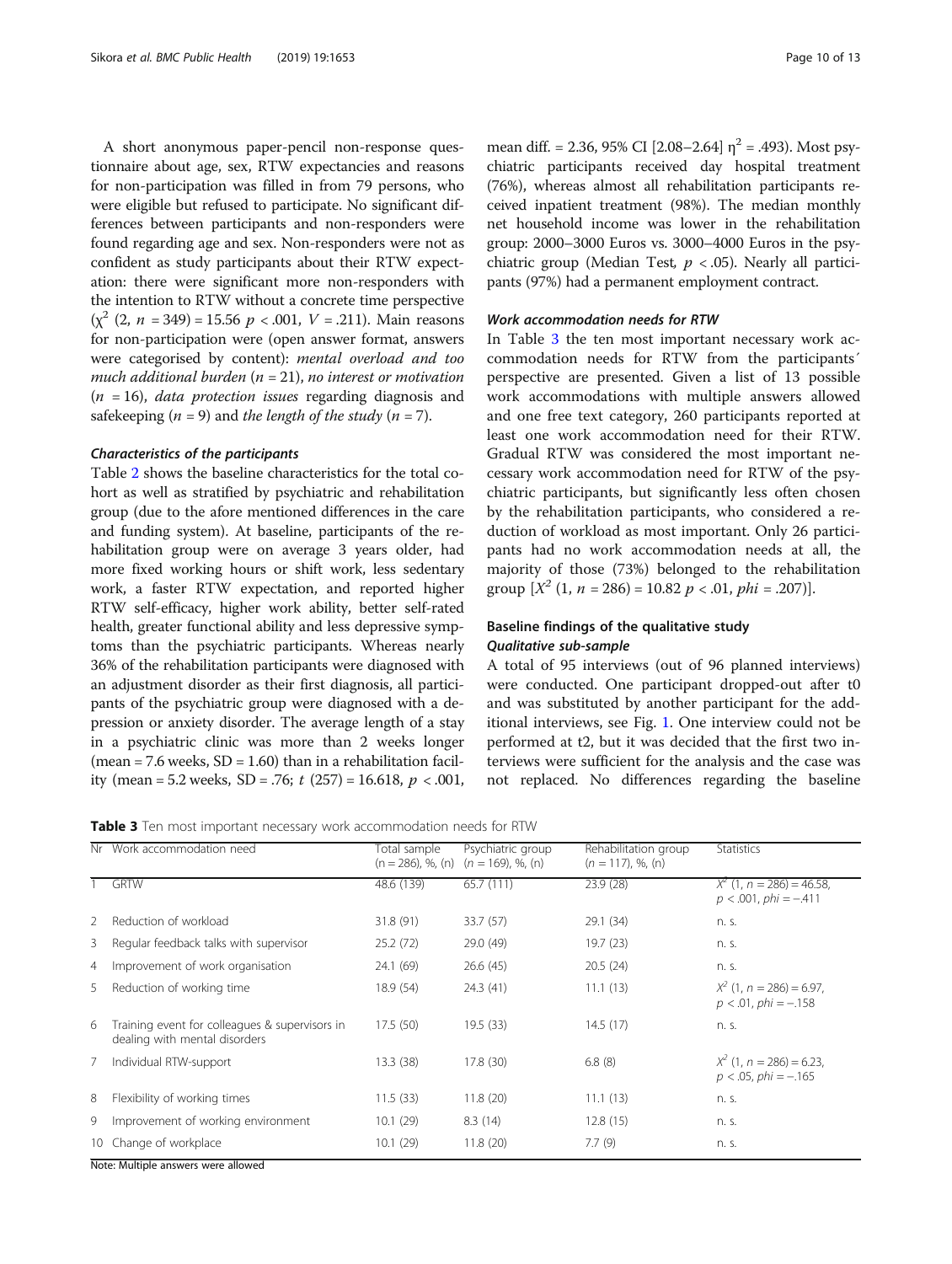A short anonymous paper-pencil non-response questionnaire about age, sex, RTW expectancies and reasons for non-participation was filled in from 79 persons, who were eligible but refused to participate. No significant differences between participants and non-responders were found regarding age and sex. Non-responders were not as confident as study participants about their RTW expectation: there were significant more non-responders with the intention to RTW without a concrete time perspective ($\chi^2$ (2, $n$ = 349) = 15.56 $p$ < .001, $V$ = .211). Main reasons for non-participation were (open answer format, answers were categorised by content): *mental overload and too much additional burden* ($n$ = 21), *no interest or motivation* ($n$ = 16), *data protection issues* regarding diagnosis and safekeeping ($n$ = 9) and *the length of the study* ($n$ = 7).

#### Characteristics of the participants

Table 2 shows the baseline characteristics for the total cohort as well as stratified by psychiatric and rehabilitation group (due to the afore mentioned differences in the care and funding system). At baseline, participants of the rehabilitation group were on average 3 years older, had more fixed working hours or shift work, less sedentary work, a faster RTW expectation, and reported higher RTW self-efficacy, higher work ability, better self-rated health, greater functional ability and less depressive symptoms than the psychiatric participants. Whereas nearly 36% of the rehabilitation participants were diagnosed with an adjustment disorder as their first diagnosis, all participants of the psychiatric group were diagnosed with a depression or anxiety disorder. The average length of a stay in a psychiatric clinic was more than 2 weeks longer (mean = 7.6 weeks, SD = 1.60) than in a rehabilitation facility (mean = 5.2 weeks, SD = .76; $t$ (257) = 16.618, $p$ < .001, mean diff. = 2.36, 95% CI [2.08–2.64] $\eta^2$ = .493). Most psychiatric participants received day hospital treatment (76%), whereas almost all rehabilitation participants received inpatient treatment (98%). The median monthly net household income was lower in the rehabilitation group: 2000–3000 Euros vs. 3000–4000 Euros in the psychiatric group (Median Test, $p$ < .05). Nearly all participants (97%) had a permanent employment contract.

#### Work accommodation needs for RTW

In Table 3 the ten most important necessary work accommodation needs for RTW from the participants´ perspective are presented. Given a list of 13 possible work accommodations with multiple answers allowed and one free text category, 260 participants reported at least one work accommodation need for their RTW. Gradual RTW was considered the most important necessary work accommodation need for RTW of the psychiatric participants, but significantly less often chosen by the rehabilitation participants, who considered a reduction of workload as most important. Only 26 participants had no work accommodation needs at all, the majority of those (73%) belonged to the rehabilitation group [$X^2$ (1, $n$ = 286) = 10.82 $p$ < .01, $phi$ = .207)].

### Baseline findings of the qualitative study

#### Qualitative sub-sample

A total of 95 interviews (out of 96 planned interviews) were conducted. One participant dropped-out after t0 and was substituted by another participant for the additional interviews, see Fig. 1. One interview could not be performed at t2, but it was decided that the first two interviews were sufficient for the analysis and the case was not replaced. No differences regarding the baseline

**Table 3** Ten most important necessary work accommodation needs for RTW

| Nr | Work accommodation need | Total sample (n = 286), %, (n) | Psychiatric group ($n$ = 169), %, (n) | Rehabilitation group ($n$ = 117), %, (n) | Statistics |
|---|---|---|---|---|---|
| 1 | GRTW | 48.6 (139) | 65.7 (111) | 23.9 (28) | $X^2$ (1, $n$ = 286) = 46.58, $p$ < .001, $phi$ = −.411 |
| 2 | Reduction of workload | 31.8 (91) | 33.7 (57) | 29.1 (34) | n. s. |
| 3 | Regular feedback talks with supervisor | 25.2 (72) | 29.0 (49) | 19.7 (23) | n. s. |
| 4 | Improvement of work organisation | 24.1 (69) | 26.6 (45) | 20.5 (24) | n. s. |
| 5 | Reduction of working time | 18.9 (54) | 24.3 (41) | 11.1 (13) | $X^2$ (1, $n$ = 286) = 6.97, $p$ < .01, $phi$ = −.158 |
| 6 | Training event for colleagues & supervisors in dealing with mental disorders | 17.5 (50) | 19.5 (33) | 14.5 (17) | n. s. |
| 7 | Individual RTW-support | 13.3 (38) | 17.8 (30) | 6.8 (8) | $X^2$ (1, $n$ = 286) = 6.23, $p$ < .05, $phi$ = −.165 |
| 8 | Flexibility of working times | 11.5 (33) | 11.8 (20) | 11.1 (13) | n. s. |
| 9 | Improvement of working environment | 10.1 (29) | 8.3 (14) | 12.8 (15) | n. s. |
| 10 | Change of workplace | 10.1 (29) | 11.8 (20) | 7.7 (9) | n. s. |

Note: Multiple answers were allowed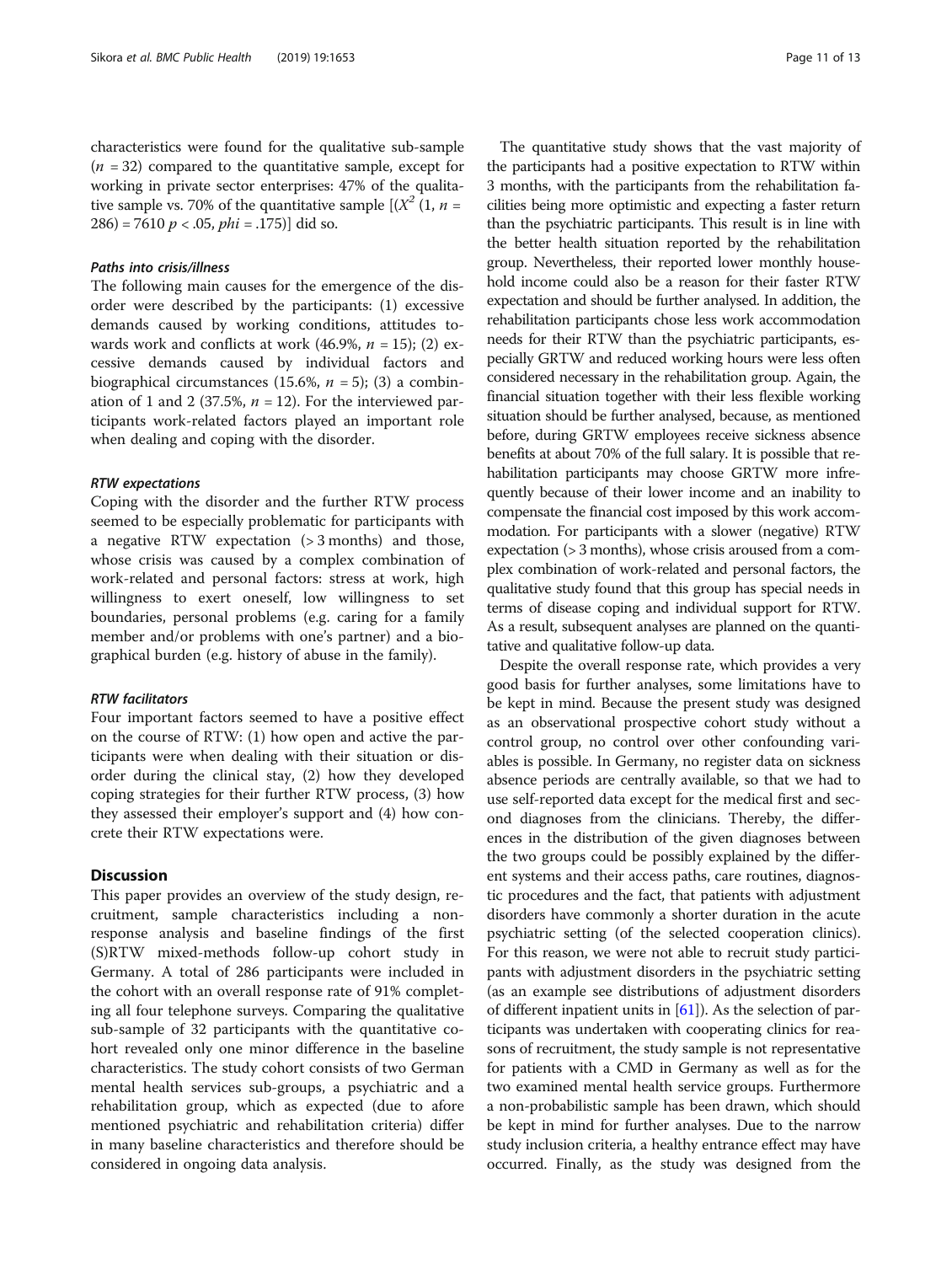characteristics were found for the qualitative sub-sample ($n$ = 32) compared to the quantitative sample, except for working in private sector enterprises: 47% of the qualitative sample vs. 70% of the quantitative sample [($X^2$ (1, $n$ = 286) = 7610 $p$ < .05, $phi$ = .175)] did so.

#### Paths into crisis/illness

The following main causes for the emergence of the disorder were described by the participants: (1) excessive demands caused by working conditions, attitudes towards work and conflicts at work (46.9%, $n$ = 15); (2) excessive demands caused by individual factors and biographical circumstances (15.6%, $n$ = 5); (3) a combination of 1 and 2 (37.5%, $n$ = 12). For the interviewed participants work-related factors played an important role when dealing and coping with the disorder.

#### RTW expectations

Coping with the disorder and the further RTW process seemed to be especially problematic for participants with a negative RTW expectation (> 3 months) and those, whose crisis was caused by a complex combination of work-related and personal factors: stress at work, high willingness to exert oneself, low willingness to set boundaries, personal problems (e.g. caring for a family member and/or problems with one's partner) and a biographical burden (e.g. history of abuse in the family).

#### RTW facilitators

Four important factors seemed to have a positive effect on the course of RTW: (1) how open and active the participants were when dealing with their situation or disorder during the clinical stay, (2) how they developed coping strategies for their further RTW process, (3) how they assessed their employer's support and (4) how concrete their RTW expectations were.

## Discussion

This paper provides an overview of the study design, recruitment, sample characteristics including a non-response analysis and baseline findings of the first (S)RTW mixed-methods follow-up cohort study in Germany. A total of 286 participants were included in the cohort with an overall response rate of 91% completing all four telephone surveys. Comparing the qualitative sub-sample of 32 participants with the quantitative cohort revealed only one minor difference in the baseline characteristics. The study cohort consists of two German mental health services sub-groups, a psychiatric and a rehabilitation group, which as expected (due to afore mentioned psychiatric and rehabilitation criteria) differ in many baseline characteristics and therefore should be considered in ongoing data analysis.

The quantitative study shows that the vast majority of the participants had a positive expectation to RTW within 3 months, with the participants from the rehabilitation facilities being more optimistic and expecting a faster return than the psychiatric participants. This result is in line with the better health situation reported by the rehabilitation group. Nevertheless, their reported lower monthly household income could also be a reason for their faster RTW expectation and should be further analysed. In addition, the rehabilitation participants chose less work accommodation needs for their RTW than the psychiatric participants, especially GRTW and reduced working hours were less often considered necessary in the rehabilitation group. Again, the financial situation together with their less flexible working situation should be further analysed, because, as mentioned before, during GRTW employees receive sickness absence benefits at about 70% of the full salary. It is possible that rehabilitation participants may choose GRTW more infrequently because of their lower income and an inability to compensate the financial cost imposed by this work accommodation. For participants with a slower (negative) RTW expectation (> 3 months), whose crisis aroused from a complex combination of work-related and personal factors, the qualitative study found that this group has special needs in terms of disease coping and individual support for RTW. As a result, subsequent analyses are planned on the quantitative and qualitative follow-up data.

Despite the overall response rate, which provides a very good basis for further analyses, some limitations have to be kept in mind. Because the present study was designed as an observational prospective cohort study without a control group, no control over other confounding variables is possible. In Germany, no register data on sickness absence periods are centrally available, so that we had to use self-reported data except for the medical first and second diagnoses from the clinicians. Thereby, the differences in the distribution of the given diagnoses between the two groups could be possibly explained by the different systems and their access paths, care routines, diagnostic procedures and the fact, that patients with adjustment disorders have commonly a shorter duration in the acute psychiatric setting (of the selected cooperation clinics). For this reason, we were not able to recruit study participants with adjustment disorders in the psychiatric setting (as an example see distributions of adjustment disorders of different inpatient units in [61]). As the selection of participants was undertaken with cooperating clinics for reasons of recruitment, the study sample is not representative for patients with a CMD in Germany as well as for the two examined mental health service groups. Furthermore a non-probabilistic sample has been drawn, which should be kept in mind for further analyses. Due to the narrow study inclusion criteria, a healthy entrance effect may have occurred. Finally, as the study was designed from the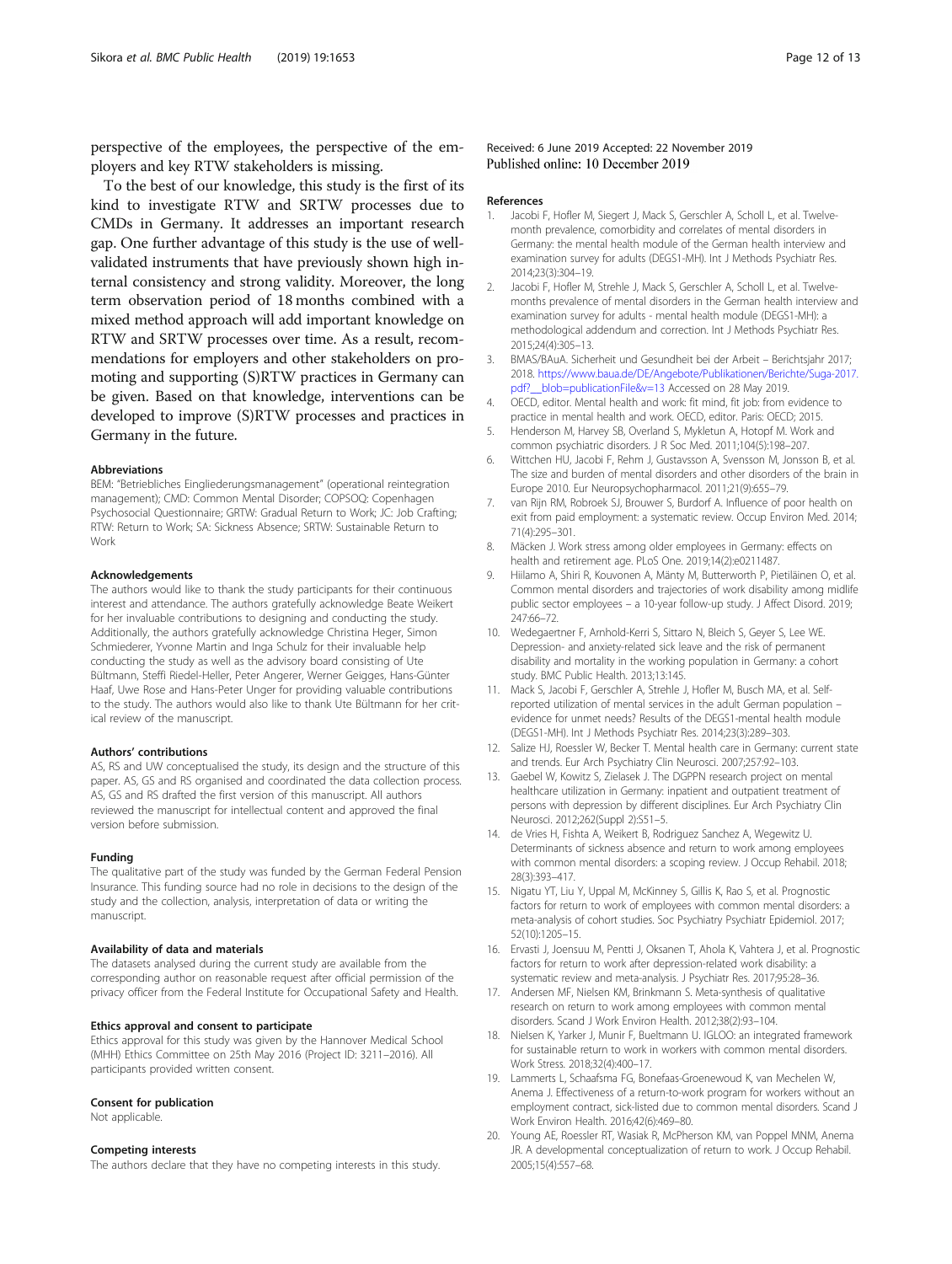perspective of the employees, the perspective of the employers and key RTW stakeholders is missing.

To the best of our knowledge, this study is the first of its kind to investigate RTW and SRTW processes due to CMDs in Germany. It addresses an important research gap. One further advantage of this study is the use of well-validated instruments that have previously shown high internal consistency and strong validity. Moreover, the long term observation period of 18 months combined with a mixed method approach will add important knowledge on RTW and SRTW processes over time. As a result, recommendations for employers and other stakeholders on promoting and supporting (S)RTW practices in Germany can be given. Based on that knowledge, interventions can be developed to improve (S)RTW processes and practices in Germany in the future.

#### Abbreviations

BEM: "Betriebliches Eingliederungsmanagement" (operational reintegration management); CMD: Common Mental Disorder; COPSOQ: Copenhagen Psychosocial Questionnaire; GRTW: Gradual Return to Work; JC: Job Crafting; RTW: Return to Work; SA: Sickness Absence; SRTW: Sustainable Return to Work

#### Acknowledgements

The authors would like to thank the study participants for their continuous interest and attendance. The authors gratefully acknowledge Beate Weikert for her invaluable contributions to designing and conducting the study. Additionally, the authors gratefully acknowledge Christina Heger, Simon Schmiederer, Yvonne Martin and Inga Schulz for their invaluable help conducting the study as well as the advisory board consisting of Ute Bültmann, Steffi Riedel-Heller, Peter Angerer, Werner Geigges, Hans-Günter Haaf, Uwe Rose and Hans-Peter Unger for providing valuable contributions to the study. The authors would also like to thank Ute Bültmann for her critical review of the manuscript.

#### Authors' contributions

AS, RS and UW conceptualised the study, its design and the structure of this paper. AS, GS and RS organised and coordinated the data collection process. AS, GS and RS drafted the first version of this manuscript. All authors reviewed the manuscript for intellectual content and approved the final version before submission.

#### Funding

The qualitative part of the study was funded by the German Federal Pension Insurance. This funding source had no role in decisions to the design of the study and the collection, analysis, interpretation of data or writing the manuscript.

#### Availability of data and materials

The datasets analysed during the current study are available from the corresponding author on reasonable request after official permission of the privacy officer from the Federal Institute for Occupational Safety and Health.

#### Ethics approval and consent to participate

Ethics approval for this study was given by the Hannover Medical School (MHH) Ethics Committee on 25th May 2016 (Project ID: 3211–2016). All participants provided written consent.

#### Consent for publication

Not applicable.

#### Competing interests

The authors declare that they have no competing interests in this study.

Received: 6 June 2019 Accepted: 22 November 2019
Published online: 10 December 2019

#### References

1. Jacobi F, Hofler M, Siegert J, Mack S, Gerschler A, Scholl L, et al. Twelve-month prevalence, comorbidity and correlates of mental disorders in Germany: the mental health module of the German health interview and examination survey for adults (DEGS1-MH). Int J Methods Psychiatr Res. 2014;23(3):304–19.
2. Jacobi F, Hofler M, Strehle J, Mack S, Gerschler A, Scholl L, et al. Twelve-months prevalence of mental disorders in the German health interview and examination survey for adults - mental health module (DEGS1-MH): a methodological addendum and correction. Int J Methods Psychiatr Res. 2015;24(4):305–13.
3. BMAS/BAuA. Sicherheit und Gesundheit bei der Arbeit – Berichtsjahr 2017; 2018. https://www.baua.de/DE/Angebote/Publikationen/Berichte/Suga-2017.pdf?__blob=publicationFile&v=13 Accessed on 28 May 2019.
4. OECD, editor. Mental health and work: fit mind, fit job: from evidence to practice in mental health and work. OECD, editor. Paris: OECD; 2015.
5. Henderson M, Harvey SB, Overland S, Mykletun A, Hotopf M. Work and common psychiatric disorders. J R Soc Med. 2011;104(5):198–207.
6. Wittchen HU, Jacobi F, Rehm J, Gustavsson A, Svensson M, Jonsson B, et al. The size and burden of mental disorders and other disorders of the brain in Europe 2010. Eur Neuropsychopharmacol. 2011;21(9):655–79.
7. van Rijn RM, Robroek SJ, Brouwer S, Burdorf A. Influence of poor health on exit from paid employment: a systematic review. Occup Environ Med. 2014;71(4):295–301.
8. Mäcken J. Work stress among older employees in Germany: effects on health and retirement age. PLoS One. 2019;14(2):e0211487.
9. Hiilamo A, Shiri R, Kouvonen A, Mänty M, Butterworth P, Pietiläinen O, et al. Common mental disorders and trajectories of work disability among midlife public sector employees – a 10-year follow-up study. J Affect Disord. 2019;247:66–72.
10. Wedegaertner F, Arnhold-Kerri S, Sittaro N, Bleich S, Geyer S, Lee WE. Depression- and anxiety-related sick leave and the risk of permanent disability and mortality in the working population in Germany: a cohort study. BMC Public Health. 2013;13:145.
11. Mack S, Jacobi F, Gerschler A, Strehle J, Hofler M, Busch MA, et al. Self-reported utilization of mental services in the adult German population – evidence for unmet needs? Results of the DEGS1-mental health module (DEGS1-MH). Int J Methods Psychiatr Res. 2014;23(3):289–303.
12. Salize HJ, Roessler W, Becker T. Mental health care in Germany: current state and trends. Eur Arch Psychiatry Clin Neurosci. 2007;257:92–103.
13. Gaebel W, Kowitz S, Zielasek J. The DGPPN research project on mental healthcare utilization in Germany: inpatient and outpatient treatment of persons with depression by different disciplines. Eur Arch Psychiatry Clin Neurosci. 2012;262(Suppl 2):S51–5.
14. de Vries H, Fishta A, Weikert B, Rodriguez Sanchez A, Wegewitz U. Determinants of sickness absence and return to work among employees with common mental disorders: a scoping review. J Occup Rehabil. 2018;28(3):393–417.
15. Nigatu YT, Liu Y, Uppal M, McKinney S, Gillis K, Rao S, et al. Prognostic factors for return to work of employees with common mental disorders: a meta-analysis of cohort studies. Soc Psychiatry Psychiatr Epidemiol. 2017;52(10):1205–15.
16. Ervasti J, Joensuu M, Pentti J, Oksanen T, Ahola K, Vahtera J, et al. Prognostic factors for return to work after depression-related work disability: a systematic review and meta-analysis. J Psychiatr Res. 2017;95:28–36.
17. Andersen MF, Nielsen KM, Brinkmann S. Meta-synthesis of qualitative research on return to work among employees with common mental disorders. Scand J Work Environ Health. 2012;38(2):93–104.
18. Nielsen K, Yarker J, Munir F, Bueltmann U. IGLOO: an integrated framework for sustainable return to work in workers with common mental disorders. Work Stress. 2018;32(4):400–17.
19. Lammerts L, Schaafsma FG, Bonefaas-Groenewoud K, van Mechelen W, Anema J. Effectiveness of a return-to-work program for workers without an employment contract, sick-listed due to common mental disorders. Scand J Work Environ Health. 2016;42(6):469–80.
20. Young AE, Roessler RT, Wasiak R, McPherson KM, van Poppel MNM, Anema JR. A developmental conceptualization of return to work. J Occup Rehabil. 2005;15(4):557–68.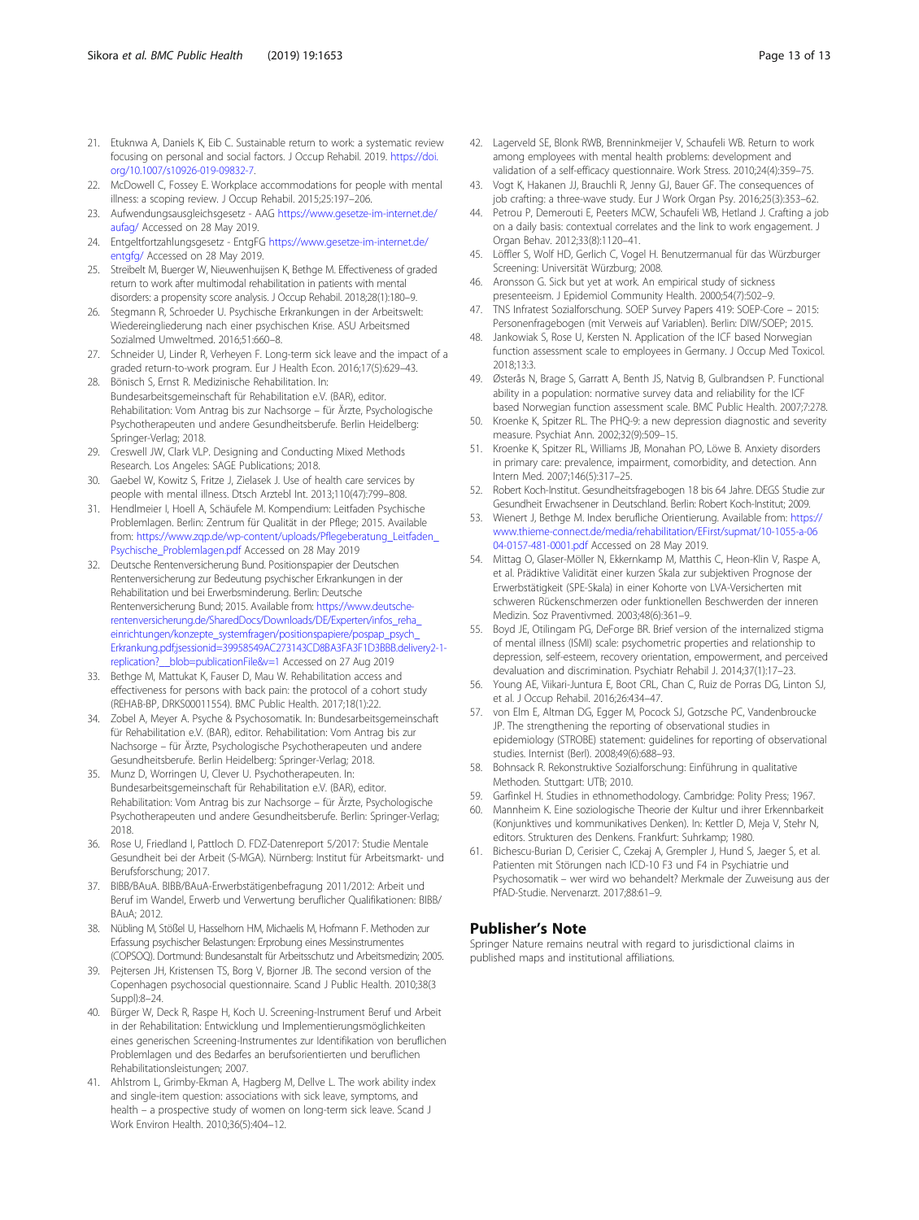21. Etuknwa A, Daniels K, Eib C. Sustainable return to work: a systematic review focusing on personal and social factors. J Occup Rehabil. 2019. https://doi.org/10.1007/s10926-019-09832-7.
22. McDowell C, Fossey E. Workplace accommodations for people with mental illness: a scoping review. J Occup Rehabil. 2015;25:197–206.
23. Aufwendungsausgleichsgesetz - AAG https://www.gesetze-im-internet.de/aufag/ Accessed on 28 May 2019.
24. Entgeltfortzahlungsgesetz - EntgFG https://www.gesetze-im-internet.de/entgfg/ Accessed on 28 May 2019.
25. Streibelt M, Buerger W, Nieuwenhuijsen K, Bethge M. Effectiveness of graded return to work after multimodal rehabilitation in patients with mental disorders: a propensity score analysis. J Occup Rehabil. 2018;28(1):180–9.
26. Stegmann R, Schroeder U. Psychische Erkrankungen in der Arbeitswelt: Wiedereingliederung nach einer psychischen Krise. ASU Arbeitsmed Sozialmed Umweltmed. 2016;51:660–8.
27. Schneider U, Linder R, Verheyen F. Long-term sick leave and the impact of a graded return-to-work program. Eur J Health Econ. 2016;17(5):629–43.
28. Bönisch S, Ernst R. Medizinische Rehabilitation. In: Bundesarbeitsgemeinschaft für Rehabilitation e.V. (BAR), editor. Rehabilitation: Vom Antrag bis zur Nachsorge – für Ärzte, Psychologische Psychotherapeuten und andere Gesundheitsberufe. Berlin Heidelberg: Springer-Verlag; 2018.
29. Creswell JW, Clark VLP. Designing and Conducting Mixed Methods Research. Los Angeles: SAGE Publications; 2018.
30. Gaebel W, Kowitz S, Fritze J, Zielasek J. Use of health care services by people with mental illness. Dtsch Arztebl Int. 2013;110(47):799–808.
31. Hendlmeier I, Hoell A, Schäufele M. Kompendium: Leitfaden Psychische Problemlagen. Berlin: Zentrum für Qualität in der Pflege; 2015. Available from: https://www.zqp.de/wp-content/uploads/Pflegeberatung_Leitfaden_Psychische_Problemlagen.pdf Accessed on 28 May 2019
32. Deutsche Rentenversicherung Bund. Positionspapier der Deutschen Rentenversicherung zur Bedeutung psychischer Erkrankungen in der Rehabilitation und bei Erwerbsminderung. Berlin: Deutsche Rentenversicherung Bund; 2015. Available from: https://www.deutsche-rentenversicherung.de/SharedDocs/Downloads/DE/Experten/infos_reha_einrichtungen/konzepte_systemfragen/positionspapiere/pospap_psych_Erkrankung.pdf;jsessionid=39958549AC273143CD8BA3FA3F1D3BBB.delivery2-1-replication?__blob=publicationFile&v=1 Accessed on 27 Aug 2019
33. Bethge M, Mattukat K, Fauser D, Mau W. Rehabilitation access and effectiveness for persons with back pain: the protocol of a cohort study (REHAB-BP, DRKS00011554). BMC Public Health. 2017;18(1):22.
34. Zobel A, Meyer A. Psyche & Psychosomatik. In: Bundesarbeitsgemeinschaft für Rehabilitation e.V. (BAR), editor. Rehabilitation: Vom Antrag bis zur Nachsorge – für Ärzte, Psychologische Psychotherapeuten und andere Gesundheitsberufe. Berlin Heidelberg: Springer-Verlag; 2018.
35. Munz D, Worringen U, Clever U. Psychotherapeuten. In: Bundesarbeitsgemeinschaft für Rehabilitation e.V. (BAR), editor. Rehabilitation: Vom Antrag bis zur Nachsorge – für Ärzte, Psychologische Psychotherapeuten und andere Gesundheitsberufe. Berlin: Springer-Verlag; 2018.
36. Rose U, Friedland I, Pattloch D. FDZ-Datenreport 5/2017: Studie Mentale Gesundheit bei der Arbeit (S-MGA). Nürnberg: Institut für Arbeitsmarkt- und Berufsforschung; 2017.
37. BIBB/BAuA. BIBB/BAuA-Erwerbstätigenbefragung 2011/2012: Arbeit und Beruf im Wandel, Erwerb und Verwertung beruflicher Qualifikationen: BIBB/BAuA; 2012.
38. Nübling M, Stößel U, Hasselhorn HM, Michaelis M, Hofmann F. Methoden zur Erfassung psychischer Belastungen: Erprobung eines Messinstrumentes (COPSOQ). Dortmund: Bundesanstalt für Arbeitsschutz und Arbeitsmedizin; 2005.
39. Pejtersen JH, Kristensen TS, Borg V, Bjorner JB. The second version of the Copenhagen psychosocial questionnaire. Scand J Public Health. 2010;38(3 Suppl):8–24.
40. Bürger W, Deck R, Raspe H, Koch U. Screening-Instrument Beruf und Arbeit in der Rehabilitation: Entwicklung und Implementierungsmöglichkeiten eines generischen Screening-Instrumentes zur Identifikation von beruflichen Problemlagen und des Bedarfes an berufsorientierten und beruflichen Rehabilitationsleistungen; 2007.
41. Ahlstrom L, Grimby-Ekman A, Hagberg M, Dellve L. The work ability index and single-item question: associations with sick leave, symptoms, and health – a prospective study of women on long-term sick leave. Scand J Work Environ Health. 2010;36(5):404–12.
42. Lagerveld SE, Blonk RWB, Brenninkmeijer V, Schaufeli WB. Return to work among employees with mental health problems: development and validation of a self-efficacy questionnaire. Work Stress. 2010;24(4):359–75.
43. Vogt K, Hakanen JJ, Brauchli R, Jenny GJ, Bauer GF. The consequences of job crafting: a three-wave study. Eur J Work Organ Psy. 2016;25(3):353–62.
44. Petrou P, Demerouti E, Peeters MCW, Schaufeli WB, Hetland J. Crafting a job on a daily basis: contextual correlates and the link to work engagement. J Organ Behav. 2012;33(8):1120–41.
45. Löffler S, Wolf HD, Gerlich C, Vogel H. Benutzermanual für das Würzburger Screening: Universität Würzburg; 2008.
46. Aronsson G. Sick but yet at work. An empirical study of sickness presenteeism. J Epidemiol Community Health. 2000;54(7):502–9.
47. TNS Infratest Sozialforschung. SOEP Survey Papers 419: SOEP-Core – 2015: Personenfragebogen (mit Verweis auf Variablen). Berlin: DIW/SOEP; 2015.
48. Jankowiak S, Rose U, Kersten N. Application of the ICF based Norwegian function assessment scale to employees in Germany. J Occup Med Toxicol. 2018;13:3.
49. Østerås N, Brage S, Garratt A, Benth JS, Natvig B, Gulbrandsen P. Functional ability in a population: normative survey data and reliability for the ICF based Norwegian function assessment scale. BMC Public Health. 2007;7:278.
50. Kroenke K, Spitzer RL. The PHQ-9: a new depression diagnostic and severity measure. Psychiat Ann. 2002;32(9):509–15.
51. Kroenke K, Spitzer RL, Williams JB, Monahan PO, Löwe B. Anxiety disorders in primary care: prevalence, impairment, comorbidity, and detection. Ann Intern Med. 2007;146(5):317–25.
52. Robert Koch-Institut. Gesundheitsfragebogen 18 bis 64 Jahre. DEGS Studie zur Gesundheit Erwachsener in Deutschland. Berlin: Robert Koch-Institut; 2009.
53. Wienert J, Bethge M. Index berufliche Orientierung. Available from: https://www.thieme-connect.de/media/rehabilitation/EFirst/supmat/10-1055-a-0604-0157-481-0001.pdf Accessed on 28 May 2019.
54. Mittag O, Glaser-Möller N, Ekkernkamp M, Matthis C, Heon-Klin V, Raspe A, et al. Prädiktive Validität einer kurzen Skala zur subjektiven Prognose der Erwerbstätigkeit (SPE-Skala) in einer Kohorte von LVA-Versicherten mit schweren Rückenschmerzen oder funktionellen Beschwerden der inneren Medizin. Soz Praventivmed. 2003;48(6):361–9.
55. Boyd JE, Otilingam PG, DeForge BR. Brief version of the internalized stigma of mental illness (ISMI) scale: psychometric properties and relationship to depression, self-esteem, recovery orientation, empowerment, and perceived devaluation and discrimination. Psychiatr Rehabil J. 2014;37(1):17–23.
56. Young AE, Viikari-Juntura E, Boot CRL, Chan C, Ruiz de Porras DG, Linton SJ, et al. J Occup Rehabil. 2016;26:434–47.
57. von Elm E, Altman DG, Egger M, Pocock SJ, Gotzsche PC, Vandenbroucke JP. The strengthening the reporting of observational studies in epidemiology (STROBE) statement: guidelines for reporting of observational studies. Internist (Berl). 2008;49(6):688–93.
58. Bohnsack R. Rekonstruktive Sozialforschung: Einführung in qualitative Methoden. Stuttgart: UTB; 2010.
59. Garfinkel H. Studies in ethnomethodology. Cambridge: Polity Press; 1967.
60. Mannheim K. Eine soziologische Theorie der Kultur und ihrer Erkennbarkeit (Konjunktives und kommunikatives Denken). In: Kettler D, Meja V, Stehr N, editors. Strukturen des Denkens. Frankfurt: Suhrkamp; 1980.
61. Bichescu-Burian D, Cerisier C, Czekaj A, Grempler J, Hund S, Jaeger S, et al. Patienten mit Störungen nach ICD-10 F3 und F4 in Psychiatrie und Psychosomatik – wer wird wo behandelt? Merkmale der Zuweisung aus der PfAD-Studie. Nervenarzt. 2017;88:61–9.

## Publisher's Note

Springer Nature remains neutral with regard to jurisdictional claims in published maps and institutional affiliations.